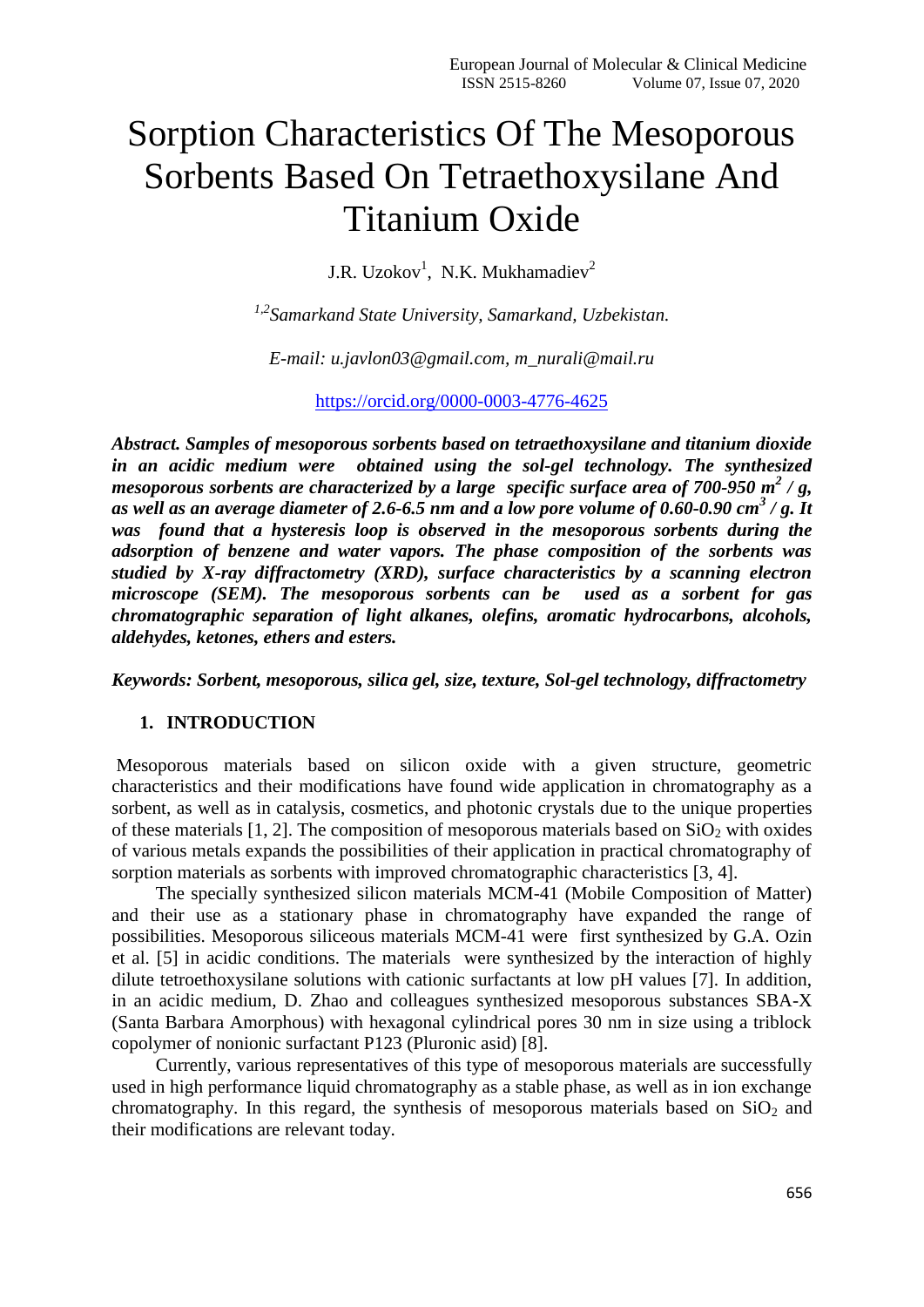# Sorption Characteristics Of The Mesoporous Sorbents Based On Tetraethoxysilane And Titanium Oxide

J.R. Uzokov[1], N.K. Mukhamadiev[2]

*[1,2]Samarkand State University, Samarkand, Uzbekistan.*

*E-mail: u.javlon03@gmail.com, m_nurali@mail.ru*

https://orcid.org/0000-0003-4776-4625

***Abstract. Samples of mesoporous sorbents based on tetraethoxysilane and titanium dioxide in an acidic medium were obtained using the sol-gel technology. The synthesized mesoporous sorbents are characterized by a large specific surface area of 700-950 $m^2$ / g, as well as an average diameter of 2.6-6.5 nm and a low pore volume of 0.60-0.90 $cm^3$ / g. It was found that a hysteresis loop is observed in the mesoporous sorbents during the adsorption of benzene and water vapors. The phase composition of the sorbents was studied by X-ray diffractometry (XRD), surface characteristics by a scanning electron microscope (SEM). The mesoporous sorbents can be used as a sorbent for gas chromatographic separation of light alkanes, olefins, aromatic hydrocarbons, alcohols, aldehydes, ketones, ethers and esters.***

***Keywords: Sorbent, mesoporous, silica gel, size, texture, Sol-gel technology, diffractometry***

## 1. INTRODUCTION

Mesoporous materials based on silicon oxide with a given structure, geometric characteristics and their modifications have found wide application in chromatography as a sorbent, as well as in catalysis, cosmetics, and photonic crystals due to the unique properties of these materials [1, 2]. The composition of mesoporous materials based on $SiO_2$ with oxides of various metals expands the possibilities of their application in practical chromatography of sorption materials as sorbents with improved chromatographic characteristics [3, 4].

The specially synthesized silicon materials MCM-41 (Mobile Composition of Matter) and their use as a stationary phase in chromatography have expanded the range of possibilities. Mesoporous siliceous materials MCM-41 were first synthesized by G.A. Ozin et al. [5] in acidic conditions. The materials were synthesized by the interaction of highly dilute tetroethoxysilane solutions with cationic surfactants at low pH values [7]. In addition, in an acidic medium, D. Zhao and colleagues synthesized mesoporous substances SBA-X (Santa Barbara Amorphous) with hexagonal cylindrical pores 30 nm in size using a triblock copolymer of nonionic surfactant P123 (Pluronic asid) [8].

Currently, various representatives of this type of mesoporous materials are successfully used in high performance liquid chromatography as a stable phase, as well as in ion exchange chromatography. In this regard, the synthesis of mesoporous materials based on $SiO_2$ and their modifications are relevant today.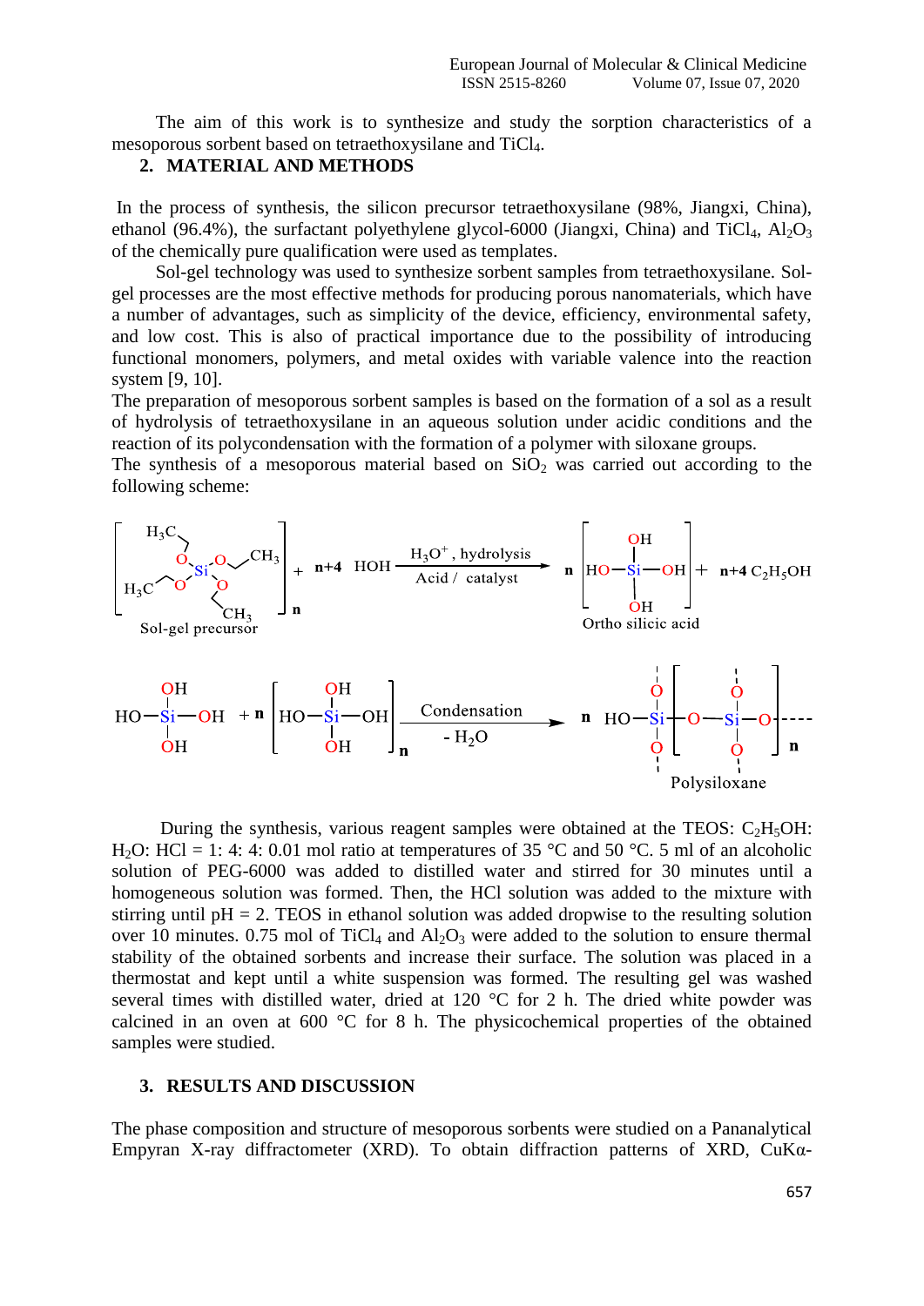The aim of this work is to synthesize and study the sorption characteristics of a mesoporous sorbent based on tetraethoxysilane and $TiCl_4$.

## 2. MATERIAL AND METHODS

In the process of synthesis, the silicon precursor tetraethoxysilane (98%, Jiangxi, China), ethanol (96.4%), the surfactant polyethylene glycol-6000 (Jiangxi, China) and $TiCl_4$, $Al_2O_3$ of the chemically pure qualification were used as templates.

Sol-gel technology was used to synthesize sorbent samples from tetraethoxysilane. Sol-gel processes are the most effective methods for producing porous nanomaterials, which have a number of advantages, such as simplicity of the device, efficiency, environmental safety, and low cost. This is also of practical importance due to the possibility of introducing functional monomers, polymers, and metal oxides with variable valence into the reaction system [9, 10].

The preparation of mesoporous sorbent samples is based on the formation of a sol as a result of hydrolysis of tetraethoxysilane in an aqueous solution under acidic conditions and the reaction of its polycondensation with the formation of a polymer with siloxane groups.

The synthesis of a mesoporous material based on $SiO_2$ was carried out according to the following scheme:

$$[Si(OC_2H_5)_4]_n \text{ (Sol-gel precursor)} + n{+}4\ HOH \xrightarrow[\text{Acid / catalyst}]{H_3O^+,\ \text{hydrolysis}} n\ [Si(OH)_4] \text{ (Ortho silicic acid)} + n{+}4\ C_2H_5OH$$

$$Si(OH)_4 + n\,[Si(OH)_4]_n \xrightarrow[-H_2O]{\text{Condensation}} n\ HO{-}Si(O{-})_2{-}[O{-}Si(O{-})_2{-}O]_n{-}\ \text{(Polysiloxane)}$$

During the synthesis, various reagent samples were obtained at the TEOS: $C_2H_5OH$: $H_2O$: HCl = 1: 4: 4: 0.01 mol ratio at temperatures of 35 °C and 50 °C. 5 ml of an alcoholic solution of PEG-6000 was added to distilled water and stirred for 30 minutes until a homogeneous solution was formed. Then, the HCl solution was added to the mixture with stirring until pH = 2. TEOS in ethanol solution was added dropwise to the resulting solution over 10 minutes. 0.75 mol of $TiCl_4$ and $Al_2O_3$ were added to the solution to ensure thermal stability of the obtained sorbents and increase their surface. The solution was placed in a thermostat and kept until a white suspension was formed. The resulting gel was washed several times with distilled water, dried at 120 °C for 2 h. The dried white powder was calcined in an oven at 600 °C for 8 h. The physicochemical properties of the obtained samples were studied.

## 3. RESULTS AND DISCUSSION

The phase composition and structure of mesoporous sorbents were studied on a Pananalytical Empyran X-ray diffractometer (XRD). To obtain diffraction patterns of XRD, CuKα-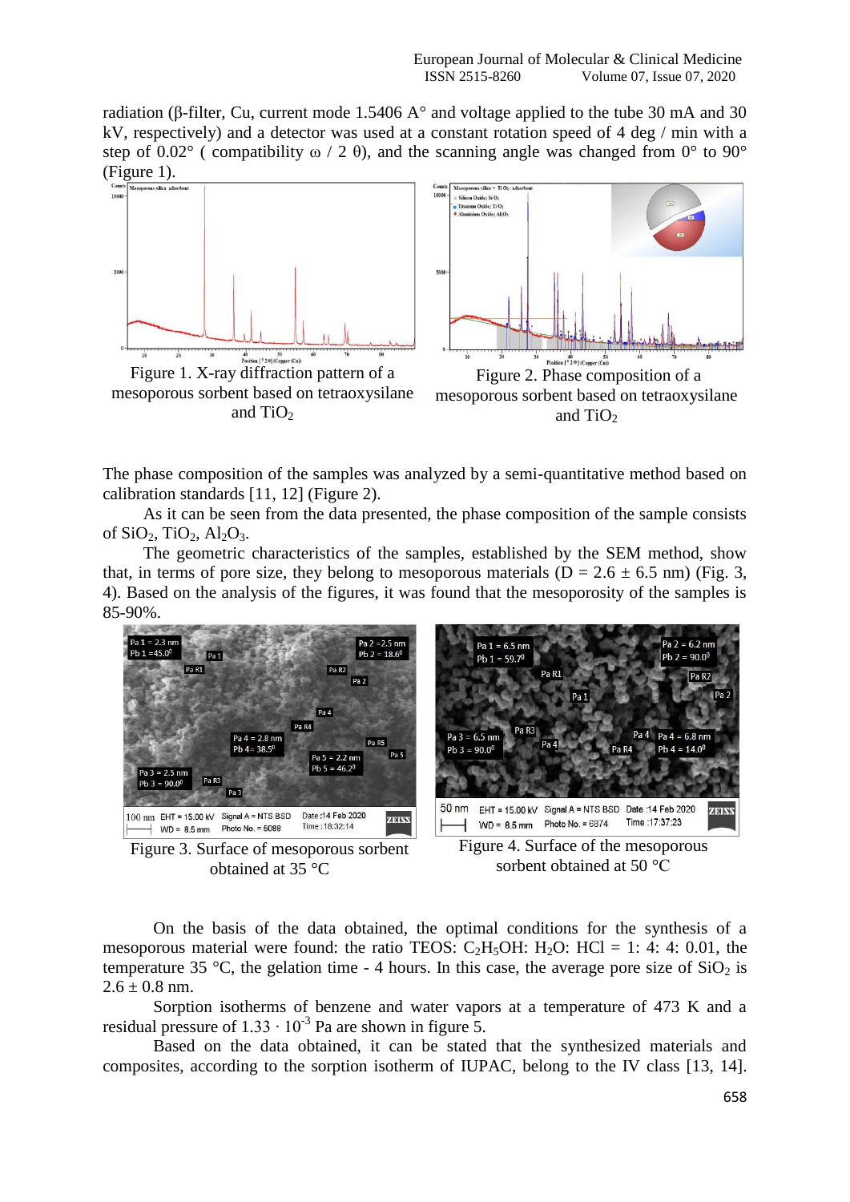radiation (β-filter, Cu, current mode 1.5406 A° and voltage applied to the tube 30 mA and 30 kV, respectively) and a detector was used at a constant rotation speed of 4 deg / min with a step of 0.02° ( compatibility ω / 2 θ), and the scanning angle was changed from 0° to 90° (Figure 1).

Figure 1. X-ray diffraction pattern of a mesoporous sorbent based on tetraoxysilane and $TiO_2$

Figure 2. Phase composition of a mesoporous sorbent based on tetraoxysilane and $TiO_2$

The phase composition of the samples was analyzed by a semi-quantitative method based on calibration standards [11, 12] (Figure 2).

As it can be seen from the data presented, the phase composition of the sample consists of $SiO_2$, $TiO_2$, $Al_2O_3$.

The geometric characteristics of the samples, established by the SEM method, show that, in terms of pore size, they belong to mesoporous materials (D = 2.6 ± 6.5 nm) (Fig. 3, 4). Based on the analysis of the figures, it was found that the mesoporosity of the samples is 85-90%.

Figure 3. Surface of mesoporous sorbent obtained at 35 °C

Figure 4. Surface of the mesoporous sorbent obtained at 50 °C

On the basis of the data obtained, the optimal conditions for the synthesis of a mesoporous material were found: the ratio TEOS: $C_2H_5OH$: $H_2O$: HCl = 1: 4: 4: 0.01, the temperature 35 °C, the gelation time - 4 hours. In this case, the average pore size of $SiO_2$ is 2.6 ± 0.8 nm.

Sorption isotherms of benzene and water vapors at a temperature of 473 K and a residual pressure of $1.33 \cdot 10^{-3}$ Pa are shown in figure 5.

Based on the data obtained, it can be stated that the synthesized materials and composites, according to the sorption isotherm of IUPAC, belong to the IV class [13, 14].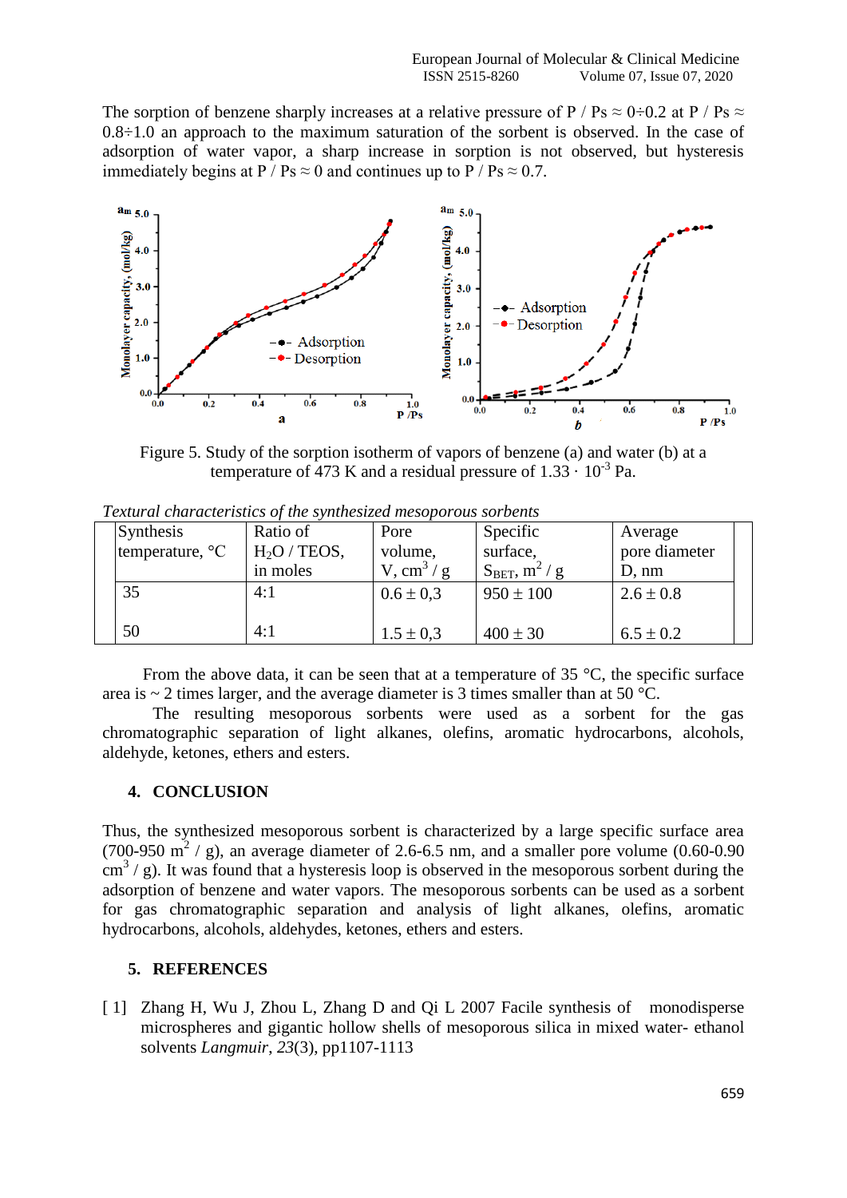The sorption of benzene sharply increases at a relative pressure of P / Ps ≈ 0÷0.2 at P / Ps ≈ 0.8÷1.0 an approach to the maximum saturation of the sorbent is observed. In the case of adsorption of water vapor, a sharp increase in sorption is not observed, but hysteresis immediately begins at P / Ps ≈ 0 and continues up to P / Ps ≈ 0.7.

Figure 5. Study of the sorption isotherm of vapors of benzene (a) and water (b) at a temperature of 473 K and a residual pressure of $1.33 \cdot 10^{-3}$ Pa.

*Textural characteristics of the synthesized mesoporous sorbents*

| Synthesis temperature, °C | Ratio of $H_2O$ / TEOS, in moles | Pore volume, V, $cm^3$ / g | Specific surface, $S_{BET}$, $m^2$ / g | Average pore diameter D, nm |
|---|---|---|---|---|
| 35 | 4:1 | 0.6 ± 0,3 | 950 ± 100 | 2.6 ± 0.8 |
| 50 | 4:1 | 1.5 ± 0,3 | 400 ± 30 | 6.5 ± 0.2 |

From the above data, it can be seen that at a temperature of 35 °C, the specific surface area is ~ 2 times larger, and the average diameter is 3 times smaller than at 50 °C.

The resulting mesoporous sorbents were used as a sorbent for the gas chromatographic separation of light alkanes, olefins, aromatic hydrocarbons, alcohols, aldehyde, ketones, ethers and esters.

## 4. CONCLUSION

Thus, the synthesized mesoporous sorbent is characterized by a large specific surface area (700-950 $m^2$ / g), an average diameter of 2.6-6.5 nm, and a smaller pore volume (0.60-0.90 $cm^3$ / g). It was found that a hysteresis loop is observed in the mesoporous sorbent during the adsorption of benzene and water vapors. The mesoporous sorbents can be used as a sorbent for gas chromatographic separation and analysis of light alkanes, olefins, aromatic hydrocarbons, alcohols, aldehydes, ketones, ethers and esters.

## 5. REFERENCES

[1] Zhang H, Wu J, Zhou L, Zhang D and Qi L 2007 Facile synthesis of monodisperse microspheres and gigantic hollow shells of mesoporous silica in mixed water- ethanol solvents *Langmuir*, *23*(3), pp1107-1113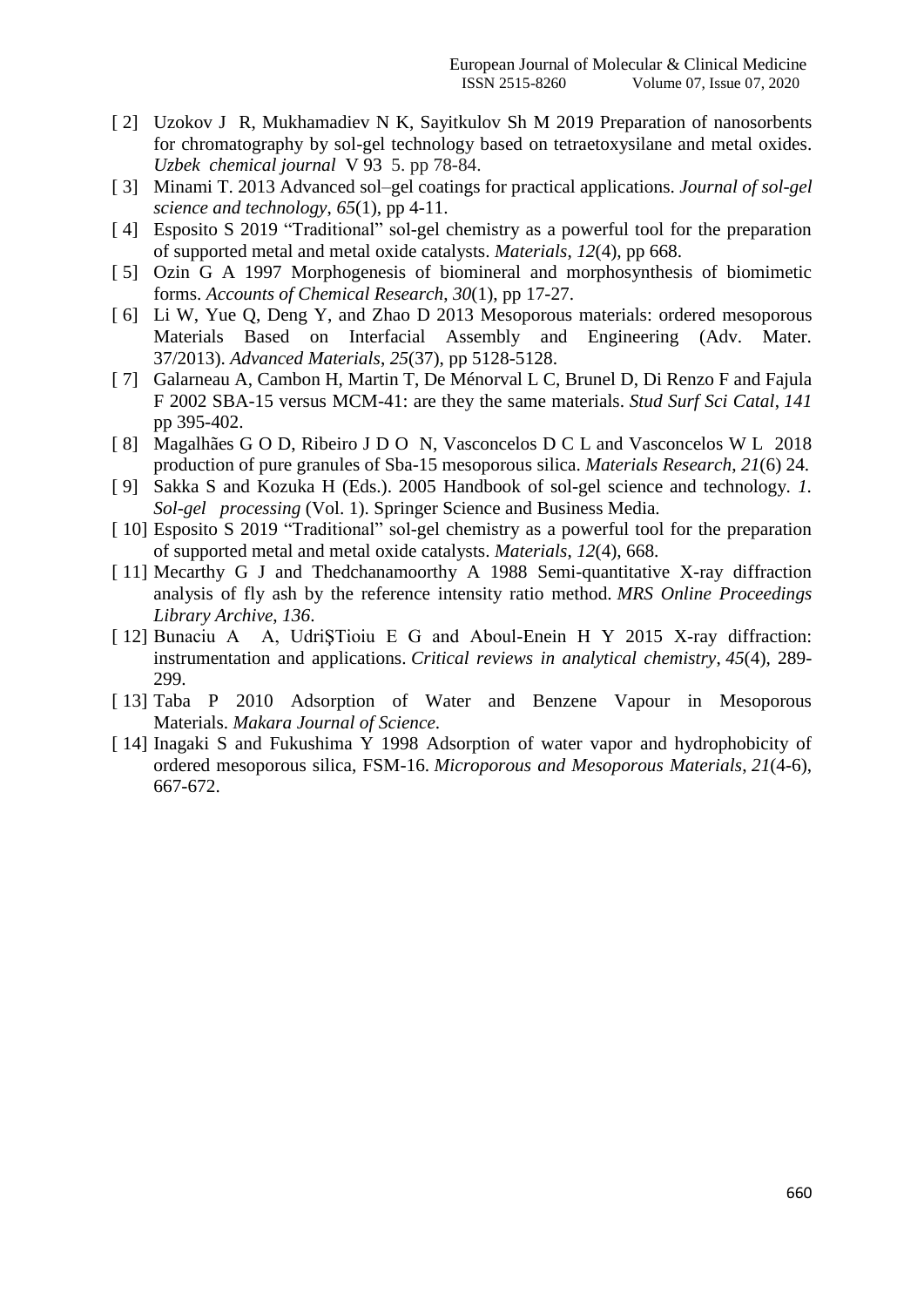[ 2] Uzokov J R, Mukhamadiev N K, Sayitkulov Sh M 2019 Preparation of nanosorbents for chromatography by sol-gel technology based on tetraetoxysilane and metal oxides. *Uzbek chemical journal* V 93 5. pp 78-84.

[ 3] Minami T. 2013 Advanced sol–gel coatings for practical applications. *Journal of sol-gel science and technology*, *65*(1), pp 4-11.

[ 4] Esposito S 2019 "Traditional" sol-gel chemistry as a powerful tool for the preparation of supported metal and metal oxide catalysts. *Materials*, *12*(4), pp 668.

[ 5] Ozin G A 1997 Morphogenesis of biomineral and morphosynthesis of biomimetic forms. *Accounts of Chemical Research*, *30*(1), pp 17-27.

[ 6] Li W, Yue Q, Deng Y, and Zhao D 2013 Mesoporous materials: ordered mesoporous Materials Based on Interfacial Assembly and Engineering (Adv. Mater. 37/2013). *Advanced Materials*, *25*(37), pp 5128-5128.

[ 7] Galarneau A, Cambon H, Martin T, De Ménorval L C, Brunel D, Di Renzo F and Fajula F 2002 SBA-15 versus MCM-41: are they the same materials. *Stud Surf Sci Catal*, *141* pp 395-402.

[ 8] Magalhães G O D, Ribeiro J D O N, Vasconcelos D C L and Vasconcelos W L 2018 production of pure granules of Sba-15 mesoporous silica. *Materials Research*, *21*(6) 24.

[ 9] Sakka S and Kozuka H (Eds.). 2005 Handbook of sol-gel science and technology. *1. Sol-gel processing* (Vol. 1). Springer Science and Business Media.

[ 10] Esposito S 2019 "Traditional" sol-gel chemistry as a powerful tool for the preparation of supported metal and metal oxide catalysts. *Materials*, *12*(4), 668.

[ 11] Mecarthy G J and Thedchanamoorthy A 1988 Semi-quantitative X-ray diffraction analysis of fly ash by the reference intensity ratio method. *MRS Online Proceedings Library Archive*, *136*.

[ 12] Bunaciu A A, UdriŞTioiu E G and Aboul-Enein H Y 2015 X-ray diffraction: instrumentation and applications. *Critical reviews in analytical chemistry*, *45*(4), 289-299.

[ 13] Taba P 2010 Adsorption of Water and Benzene Vapour in Mesoporous Materials. *Makara Journal of Science*.

[ 14] Inagaki S and Fukushima Y 1998 Adsorption of water vapor and hydrophobicity of ordered mesoporous silica, FSM-16. *Microporous and Mesoporous Materials*, *21*(4-6), 667-672.